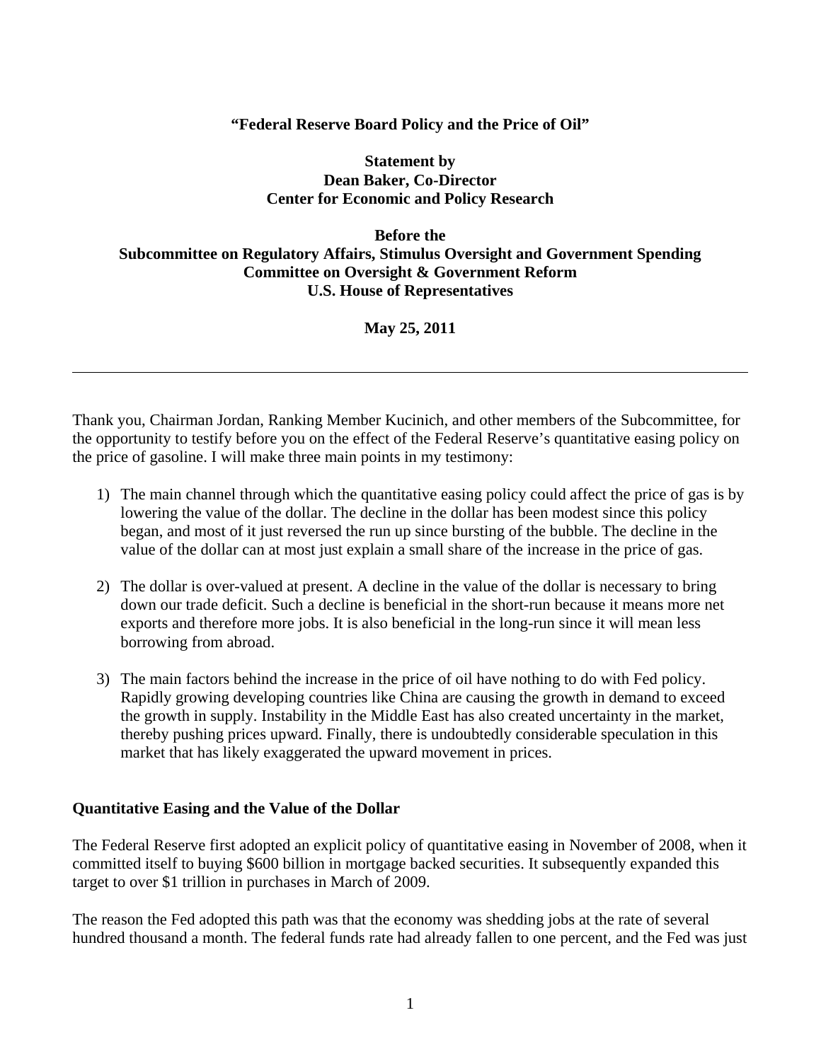**"Federal Reserve Board Policy and the Price of Oil"**

**Statement by**
**Dean Baker, Co-Director**
**Center for Economic and Policy Research**

**Before the**
**Subcommittee on Regulatory Affairs, Stimulus Oversight and Government Spending**
**Committee on Oversight & Government Reform**
**U.S. House of Representatives**

**May 25, 2011**

---

Thank you, Chairman Jordan, Ranking Member Kucinich, and other members of the Subcommittee, for the opportunity to testify before you on the effect of the Federal Reserve's quantitative easing policy on the price of gasoline. I will make three main points in my testimony:

1) The main channel through which the quantitative easing policy could affect the price of gas is by lowering the value of the dollar. The decline in the dollar has been modest since this policy began, and most of it just reversed the run up since bursting of the bubble. The decline in the value of the dollar can at most just explain a small share of the increase in the price of gas.

2) The dollar is over-valued at present. A decline in the value of the dollar is necessary to bring down our trade deficit. Such a decline is beneficial in the short-run because it means more net exports and therefore more jobs. It is also beneficial in the long-run since it will mean less borrowing from abroad.

3) The main factors behind the increase in the price of oil have nothing to do with Fed policy. Rapidly growing developing countries like China are causing the growth in demand to exceed the growth in supply. Instability in the Middle East has also created uncertainty in the market, thereby pushing prices upward. Finally, there is undoubtedly considerable speculation in this market that has likely exaggerated the upward movement in prices.

**Quantitative Easing and the Value of the Dollar**

The Federal Reserve first adopted an explicit policy of quantitative easing in November of 2008, when it committed itself to buying $600 billion in mortgage backed securities. It subsequently expanded this target to over $1 trillion in purchases in March of 2009.

The reason the Fed adopted this path was that the economy was shedding jobs at the rate of several hundred thousand a month. The federal funds rate had already fallen to one percent, and the Fed was just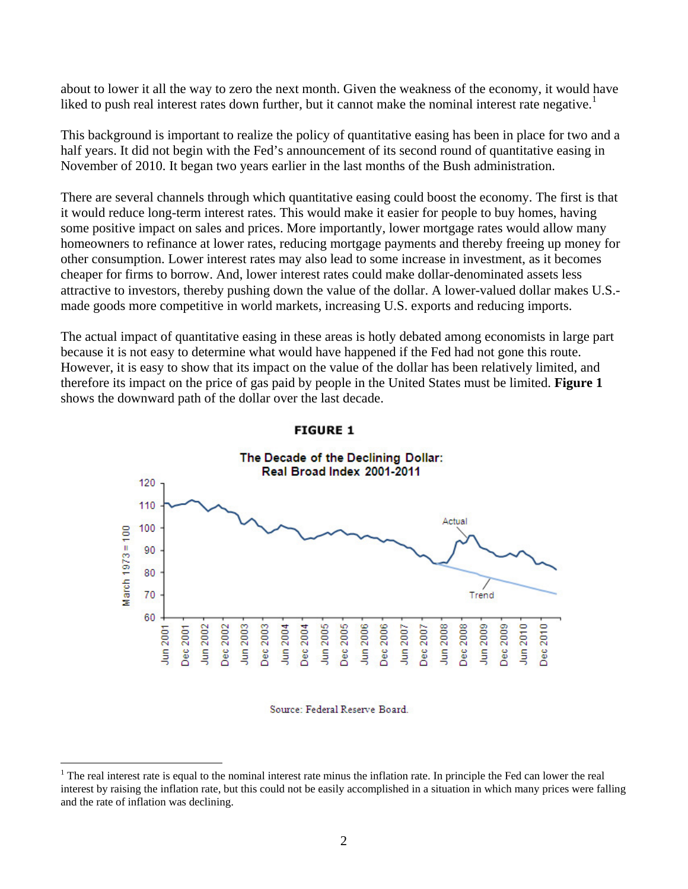about to lower it all the way to zero the next month. Given the weakness of the economy, it would have liked to push real interest rates down further, but it cannot make the nominal interest rate negative.[1]

This background is important to realize the policy of quantitative easing has been in place for two and a half years. It did not begin with the Fed's announcement of its second round of quantitative easing in November of 2010. It began two years earlier in the last months of the Bush administration.

There are several channels through which quantitative easing could boost the economy. The first is that it would reduce long-term interest rates. This would make it easier for people to buy homes, having some positive impact on sales and prices. More importantly, lower mortgage rates would allow many homeowners to refinance at lower rates, reducing mortgage payments and thereby freeing up money for other consumption. Lower interest rates may also lead to some increase in investment, as it becomes cheaper for firms to borrow. And, lower interest rates could make dollar-denominated assets less attractive to investors, thereby pushing down the value of the dollar. A lower-valued dollar makes U.S.-made goods more competitive in world markets, increasing U.S. exports and reducing imports.

The actual impact of quantitative easing in these areas is hotly debated among economists in large part because it is not easy to determine what would have happened if the Fed had not gone this route. However, it is easy to show that its impact on the value of the dollar has been relatively limited, and therefore its impact on the price of gas paid by people in the United States must be limited. **Figure 1** shows the downward path of the dollar over the last decade.

**FIGURE 1**

**The Decade of the Declining Dollar: Real Broad Index 2001-2011**

Source: Federal Reserve Board.

[1] The real interest rate is equal to the nominal interest rate minus the inflation rate. In principle the Fed can lower the real interest by raising the inflation rate, but this could not be easily accomplished in a situation in which many prices were falling and the rate of inflation was declining.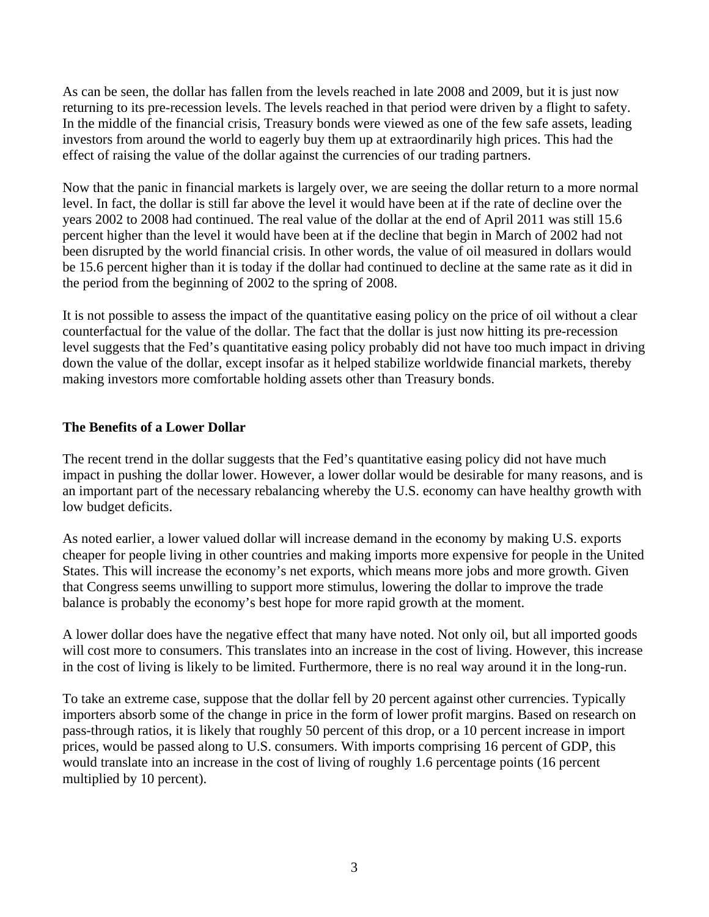As can be seen, the dollar has fallen from the levels reached in late 2008 and 2009, but it is just now returning to its pre-recession levels. The levels reached in that period were driven by a flight to safety. In the middle of the financial crisis, Treasury bonds were viewed as one of the few safe assets, leading investors from around the world to eagerly buy them up at extraordinarily high prices. This had the effect of raising the value of the dollar against the currencies of our trading partners.

Now that the panic in financial markets is largely over, we are seeing the dollar return to a more normal level. In fact, the dollar is still far above the level it would have been at if the rate of decline over the years 2002 to 2008 had continued. The real value of the dollar at the end of April 2011 was still 15.6 percent higher than the level it would have been at if the decline that begin in March of 2002 had not been disrupted by the world financial crisis. In other words, the value of oil measured in dollars would be 15.6 percent higher than it is today if the dollar had continued to decline at the same rate as it did in the period from the beginning of 2002 to the spring of 2008.

It is not possible to assess the impact of the quantitative easing policy on the price of oil without a clear counterfactual for the value of the dollar. The fact that the dollar is just now hitting its pre-recession level suggests that the Fed's quantitative easing policy probably did not have too much impact in driving down the value of the dollar, except insofar as it helped stabilize worldwide financial markets, thereby making investors more comfortable holding assets other than Treasury bonds.

## The Benefits of a Lower Dollar

The recent trend in the dollar suggests that the Fed's quantitative easing policy did not have much impact in pushing the dollar lower. However, a lower dollar would be desirable for many reasons, and is an important part of the necessary rebalancing whereby the U.S. economy can have healthy growth with low budget deficits.

As noted earlier, a lower valued dollar will increase demand in the economy by making U.S. exports cheaper for people living in other countries and making imports more expensive for people in the United States. This will increase the economy's net exports, which means more jobs and more growth. Given that Congress seems unwilling to support more stimulus, lowering the dollar to improve the trade balance is probably the economy's best hope for more rapid growth at the moment.

A lower dollar does have the negative effect that many have noted. Not only oil, but all imported goods will cost more to consumers. This translates into an increase in the cost of living. However, this increase in the cost of living is likely to be limited. Furthermore, there is no real way around it in the long-run.

To take an extreme case, suppose that the dollar fell by 20 percent against other currencies. Typically importers absorb some of the change in price in the form of lower profit margins. Based on research on pass-through ratios, it is likely that roughly 50 percent of this drop, or a 10 percent increase in import prices, would be passed along to U.S. consumers. With imports comprising 16 percent of GDP, this would translate into an increase in the cost of living of roughly 1.6 percentage points (16 percent multiplied by 10 percent).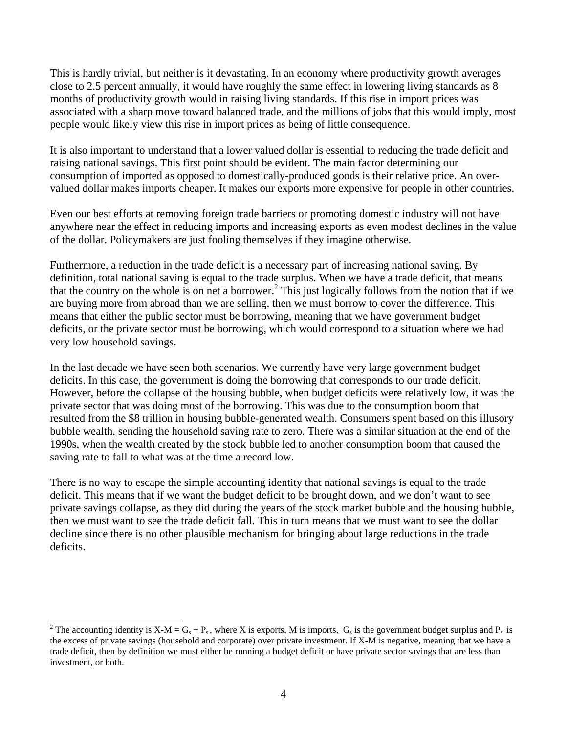This is hardly trivial, but neither is it devastating. In an economy where productivity growth averages close to 2.5 percent annually, it would have roughly the same effect in lowering living standards as 8 months of productivity growth would in raising living standards. If this rise in import prices was associated with a sharp move toward balanced trade, and the millions of jobs that this would imply, most people would likely view this rise in import prices as being of little consequence.

It is also important to understand that a lower valued dollar is essential to reducing the trade deficit and raising national savings. This first point should be evident. The main factor determining our consumption of imported as opposed to domestically-produced goods is their relative price. An over-valued dollar makes imports cheaper. It makes our exports more expensive for people in other countries.

Even our best efforts at removing foreign trade barriers or promoting domestic industry will not have anywhere near the effect in reducing imports and increasing exports as even modest declines in the value of the dollar. Policymakers are just fooling themselves if they imagine otherwise.

Furthermore, a reduction in the trade deficit is a necessary part of increasing national saving. By definition, total national saving is equal to the trade surplus. When we have a trade deficit, that means that the country on the whole is on net a borrower.[2] This just logically follows from the notion that if we are buying more from abroad than we are selling, then we must borrow to cover the difference. This means that either the public sector must be borrowing, meaning that we have government budget deficits, or the private sector must be borrowing, which would correspond to a situation where we had very low household savings.

In the last decade we have seen both scenarios. We currently have very large government budget deficits. In this case, the government is doing the borrowing that corresponds to our trade deficit. However, before the collapse of the housing bubble, when budget deficits were relatively low, it was the private sector that was doing most of the borrowing. This was due to the consumption boom that resulted from the $8 trillion in housing bubble-generated wealth. Consumers spent based on this illusory bubble wealth, sending the household saving rate to zero. There was a similar situation at the end of the 1990s, when the wealth created by the stock bubble led to another consumption boom that caused the saving rate to fall to what was at the time a record low.

There is no way to escape the simple accounting identity that national savings is equal to the trade deficit. This means that if we want the budget deficit to be brought down, and we don't want to see private savings collapse, as they did during the years of the stock market bubble and the housing bubble, then we must want to see the trade deficit fall. This in turn means that we must want to see the dollar decline since there is no other plausible mechanism for bringing about large reductions in the trade deficits.

---

[2] The accounting identity is $X - M = G_s + P_s$, where X is exports, M is imports, $G_s$ is the government budget surplus and $P_s$ is the excess of private savings (household and corporate) over private investment. If X-M is negative, meaning that we have a trade deficit, then by definition we must either be running a budget deficit or have private sector savings that are less than investment, or both.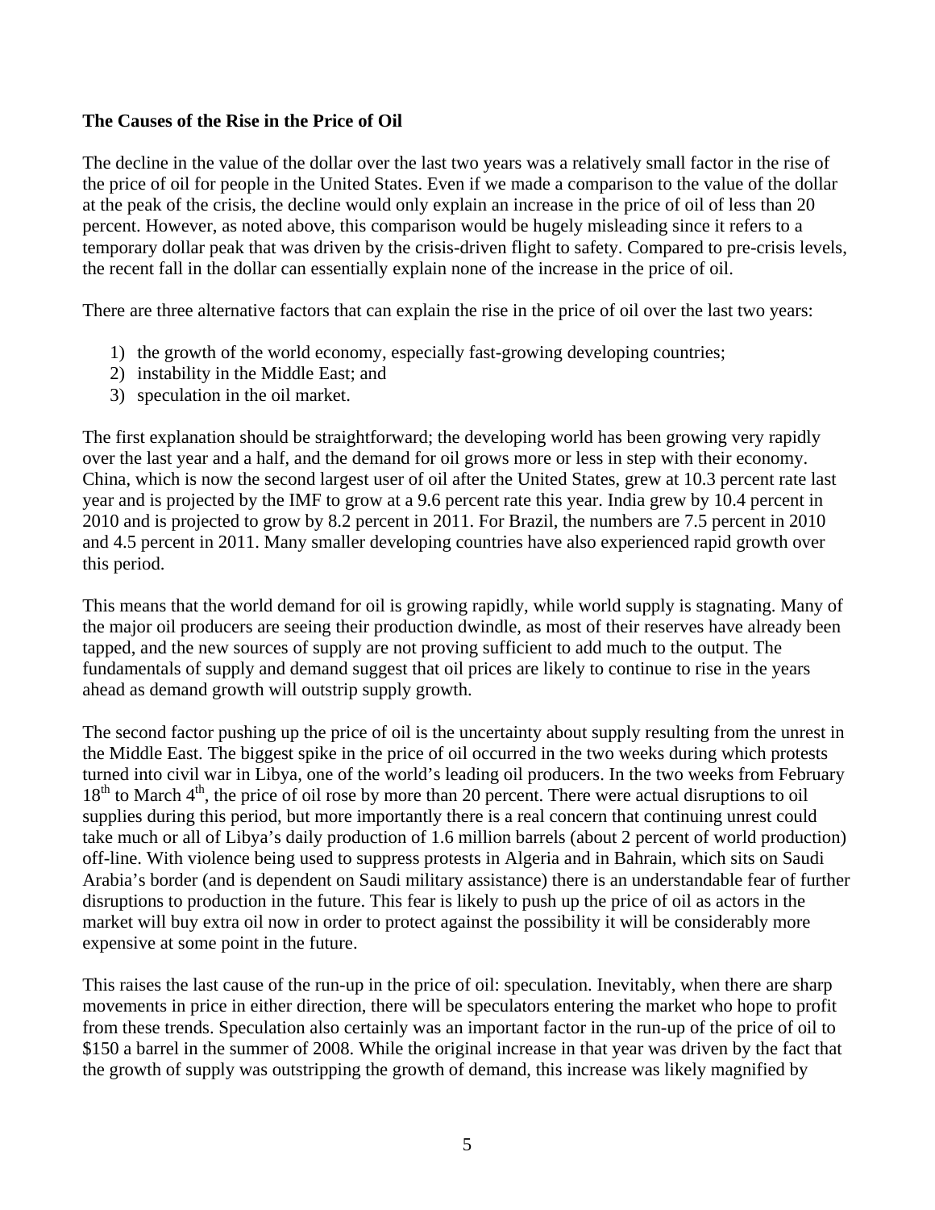**The Causes of the Rise in the Price of Oil**

The decline in the value of the dollar over the last two years was a relatively small factor in the rise of the price of oil for people in the United States. Even if we made a comparison to the value of the dollar at the peak of the crisis, the decline would only explain an increase in the price of oil of less than 20 percent. However, as noted above, this comparison would be hugely misleading since it refers to a temporary dollar peak that was driven by the crisis-driven flight to safety. Compared to pre-crisis levels, the recent fall in the dollar can essentially explain none of the increase in the price of oil.

There are three alternative factors that can explain the rise in the price of oil over the last two years:

1) the growth of the world economy, especially fast-growing developing countries;
2) instability in the Middle East; and
3) speculation in the oil market.

The first explanation should be straightforward; the developing world has been growing very rapidly over the last year and a half, and the demand for oil grows more or less in step with their economy. China, which is now the second largest user of oil after the United States, grew at 10.3 percent rate last year and is projected by the IMF to grow at a 9.6 percent rate this year. India grew by 10.4 percent in 2010 and is projected to grow by 8.2 percent in 2011. For Brazil, the numbers are 7.5 percent in 2010 and 4.5 percent in 2011. Many smaller developing countries have also experienced rapid growth over this period.

This means that the world demand for oil is growing rapidly, while world supply is stagnating. Many of the major oil producers are seeing their production dwindle, as most of their reserves have already been tapped, and the new sources of supply are not proving sufficient to add much to the output. The fundamentals of supply and demand suggest that oil prices are likely to continue to rise in the years ahead as demand growth will outstrip supply growth.

The second factor pushing up the price of oil is the uncertainty about supply resulting from the unrest in the Middle East. The biggest spike in the price of oil occurred in the two weeks during which protests turned into civil war in Libya, one of the world's leading oil producers. In the two weeks from February 18th to March 4th, the price of oil rose by more than 20 percent. There were actual disruptions to oil supplies during this period, but more importantly there is a real concern that continuing unrest could take much or all of Libya's daily production of 1.6 million barrels (about 2 percent of world production) off-line. With violence being used to suppress protests in Algeria and in Bahrain, which sits on Saudi Arabia's border (and is dependent on Saudi military assistance) there is an understandable fear of further disruptions to production in the future. This fear is likely to push up the price of oil as actors in the market will buy extra oil now in order to protect against the possibility it will be considerably more expensive at some point in the future.

This raises the last cause of the run-up in the price of oil: speculation. Inevitably, when there are sharp movements in price in either direction, there will be speculators entering the market who hope to profit from these trends. Speculation also certainly was an important factor in the run-up of the price of oil to $150 a barrel in the summer of 2008. While the original increase in that year was driven by the fact that the growth of supply was outstripping the growth of demand, this increase was likely magnified by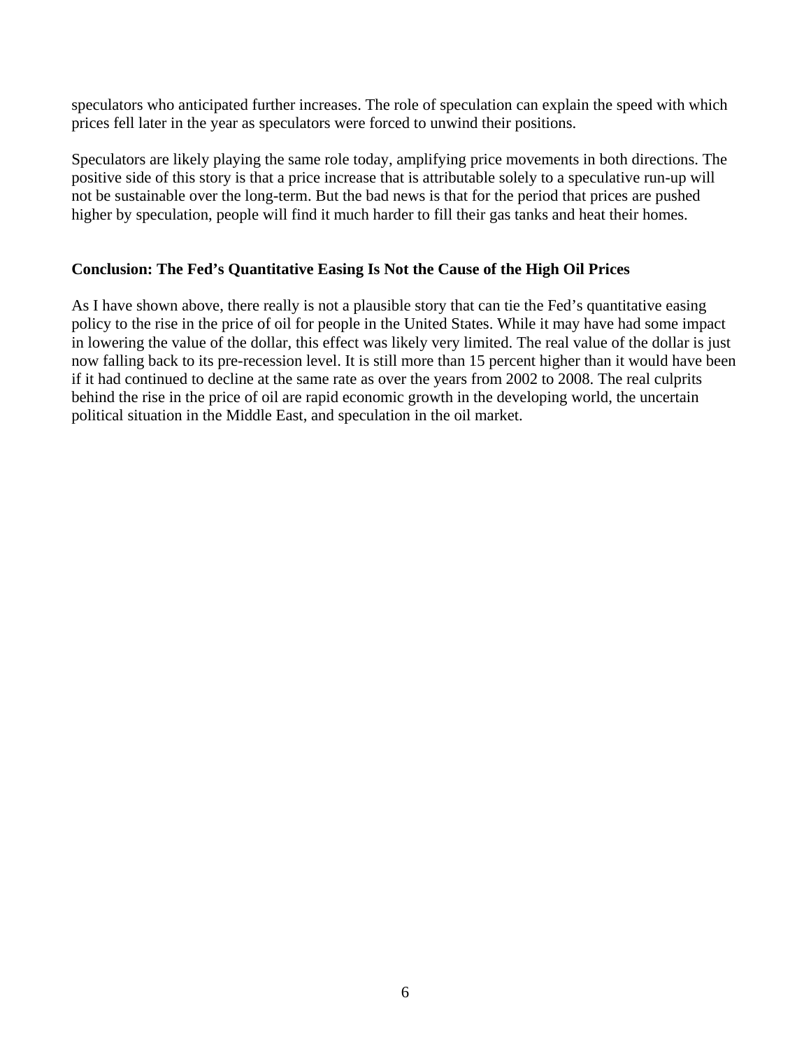speculators who anticipated further increases. The role of speculation can explain the speed with which prices fell later in the year as speculators were forced to unwind their positions.

Speculators are likely playing the same role today, amplifying price movements in both directions. The positive side of this story is that a price increase that is attributable solely to a speculative run-up will not be sustainable over the long-term. But the bad news is that for the period that prices are pushed higher by speculation, people will find it much harder to fill their gas tanks and heat their homes.

## Conclusion: The Fed’s Quantitative Easing Is Not the Cause of the High Oil Prices

As I have shown above, there really is not a plausible story that can tie the Fed’s quantitative easing policy to the rise in the price of oil for people in the United States. While it may have had some impact in lowering the value of the dollar, this effect was likely very limited. The real value of the dollar is just now falling back to its pre-recession level. It is still more than 15 percent higher than it would have been if it had continued to decline at the same rate as over the years from 2002 to 2008. The real culprits behind the rise in the price of oil are rapid economic growth in the developing world, the uncertain political situation in the Middle East, and speculation in the oil market.